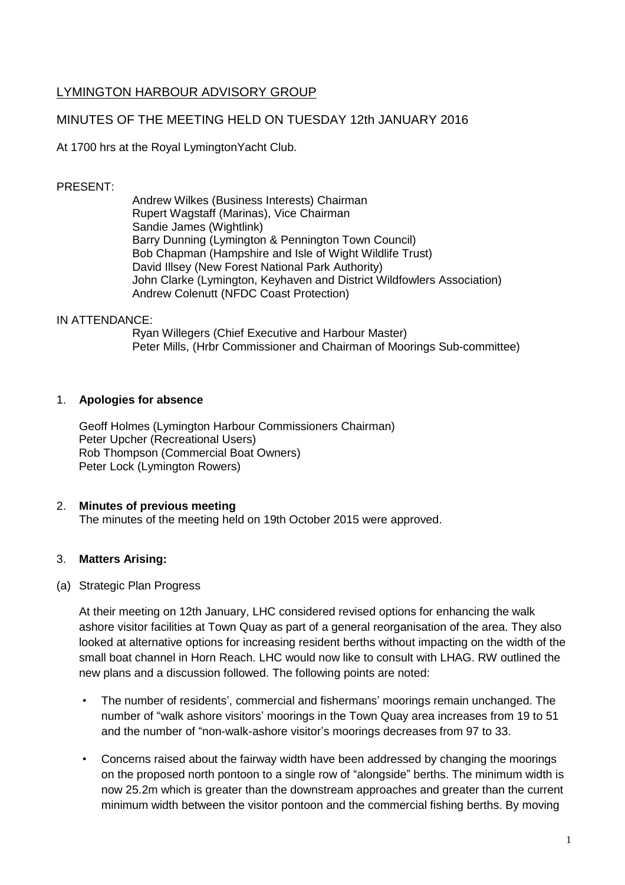# LYMINGTON HARBOUR ADVISORY GROUP

## MINUTES OF THE MEETING HELD ON TUESDAY 12th JANUARY 2016

At 1700 hrs at the Royal LymingtonYacht Club.

PRESENT:

Andrew Wilkes (Business Interests) Chairman
Rupert Wagstaff (Marinas), Vice Chairman
Sandie James (Wightlink)
Barry Dunning (Lymington & Pennington Town Council)
Bob Chapman (Hampshire and Isle of Wight Wildlife Trust)
David Illsey (New Forest National Park Authority)
John Clarke (Lymington, Keyhaven and District Wildfowlers Association)
Andrew Colenutt (NFDC Coast Protection)

IN ATTENDANCE:

Ryan Willegers (Chief Executive and Harbour Master)
Peter Mills, (Hrbr Commissioner and Chairman of Moorings Sub-committee)

1. **Apologies for absence**

   Geoff Holmes (Lymington Harbour Commissioners Chairman)
   Peter Upcher (Recreational Users)
   Rob Thompson (Commercial Boat Owners)
   Peter Lock (Lymington Rowers)

2. **Minutes of previous meeting**
   The minutes of the meeting held on 19th October 2015 were approved.

3. **Matters Arising:**

(a) Strategic Plan Progress

At their meeting on 12th January, LHC considered revised options for enhancing the walk ashore visitor facilities at Town Quay as part of a general reorganisation of the area. They also looked at alternative options for increasing resident berths without impacting on the width of the small boat channel in Horn Reach. LHC would now like to consult with LHAG. RW outlined the new plans and a discussion followed. The following points are noted:

- The number of residents', commercial and fishermans' moorings remain unchanged. The number of "walk ashore visitors' moorings in the Town Quay area increases from 19 to 51 and the number of "non-walk-ashore visitor's moorings decreases from 97 to 33.
- Concerns raised about the fairway width have been addressed by changing the moorings on the proposed north pontoon to a single row of "alongside" berths. The minimum width is now 25.2m which is greater than the downstream approaches and greater than the current minimum width between the visitor pontoon and the commercial fishing berths. By moving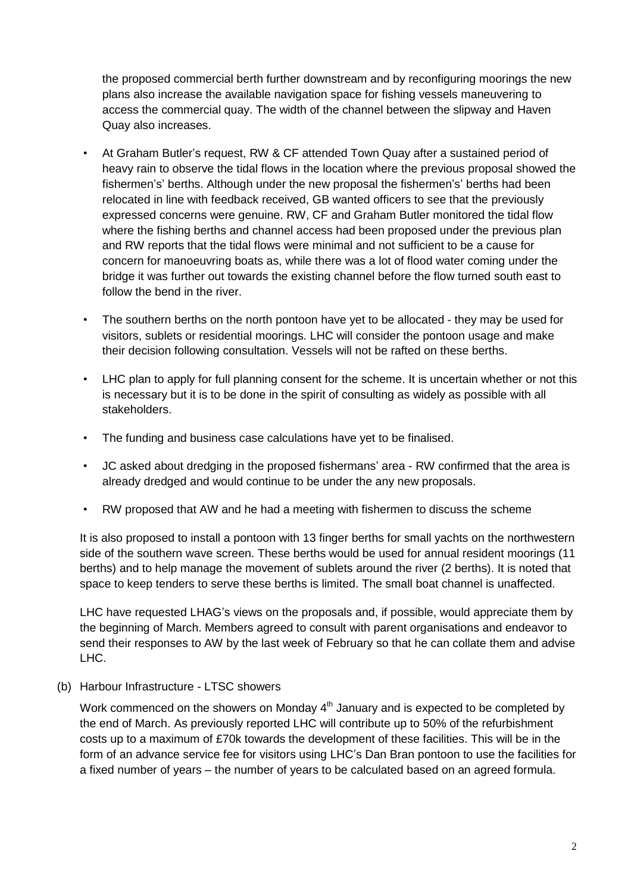the proposed commercial berth further downstream and by reconfiguring moorings the new plans also increase the available navigation space for fishing vessels maneuvering to access the commercial quay. The width of the channel between the slipway and Haven Quay also increases.

- At Graham Butler's request, RW & CF attended Town Quay after a sustained period of heavy rain to observe the tidal flows in the location where the previous proposal showed the fishermen's' berths. Although under the new proposal the fishermen's' berths had been relocated in line with feedback received, GB wanted officers to see that the previously expressed concerns were genuine. RW, CF and Graham Butler monitored the tidal flow where the fishing berths and channel access had been proposed under the previous plan and RW reports that the tidal flows were minimal and not sufficient to be a cause for concern for manoeuvring boats as, while there was a lot of flood water coming under the bridge it was further out towards the existing channel before the flow turned south east to follow the bend in the river.

- The southern berths on the north pontoon have yet to be allocated - they may be used for visitors, sublets or residential moorings. LHC will consider the pontoon usage and make their decision following consultation. Vessels will not be rafted on these berths.

- LHC plan to apply for full planning consent for the scheme. It is uncertain whether or not this is necessary but it is to be done in the spirit of consulting as widely as possible with all stakeholders.

- The funding and business case calculations have yet to be finalised.

- JC asked about dredging in the proposed fishermans' area - RW confirmed that the area is already dredged and would continue to be under the any new proposals.

- RW proposed that AW and he had a meeting with fishermen to discuss the scheme

It is also proposed to install a pontoon with 13 finger berths for small yachts on the northwestern side of the southern wave screen. These berths would be used for annual resident moorings (11 berths) and to help manage the movement of sublets around the river (2 berths). It is noted that space to keep tenders to serve these berths is limited. The small boat channel is unaffected.

LHC have requested LHAG's views on the proposals and, if possible, would appreciate them by the beginning of March. Members agreed to consult with parent organisations and endeavor to send their responses to AW by the last week of February so that he can collate them and advise LHC.

(b) Harbour Infrastructure - LTSC showers

Work commenced on the showers on Monday 4th January and is expected to be completed by the end of March. As previously reported LHC will contribute up to 50% of the refurbishment costs up to a maximum of £70k towards the development of these facilities. This will be in the form of an advance service fee for visitors using LHC's Dan Bran pontoon to use the facilities for a fixed number of years – the number of years to be calculated based on an agreed formula.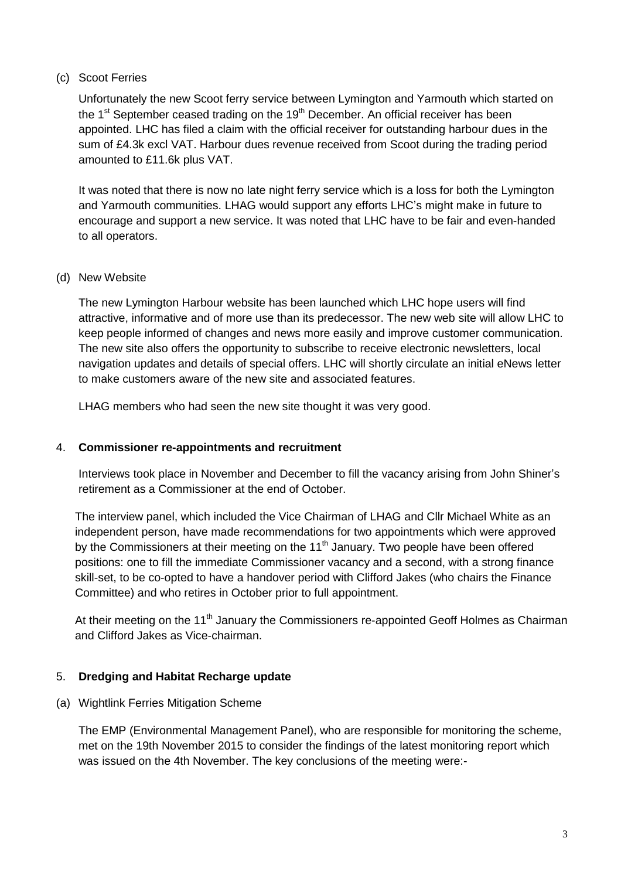(c) Scoot Ferries

Unfortunately the new Scoot ferry service between Lymington and Yarmouth which started on the 1st September ceased trading on the 19th December. An official receiver has been appointed. LHC has filed a claim with the official receiver for outstanding harbour dues in the sum of £4.3k excl VAT. Harbour dues revenue received from Scoot during the trading period amounted to £11.6k plus VAT.

It was noted that there is now no late night ferry service which is a loss for both the Lymington and Yarmouth communities. LHAG would support any efforts LHC's might make in future to encourage and support a new service. It was noted that LHC have to be fair and even-handed to all operators.

(d) New Website

The new Lymington Harbour website has been launched which LHC hope users will find attractive, informative and of more use than its predecessor. The new web site will allow LHC to keep people informed of changes and news more easily and improve customer communication. The new site also offers the opportunity to subscribe to receive electronic newsletters, local navigation updates and details of special offers. LHC will shortly circulate an initial eNews letter to make customers aware of the new site and associated features.

LHAG members who had seen the new site thought it was very good.

4. **Commissioner re-appointments and recruitment**

Interviews took place in November and December to fill the vacancy arising from John Shiner's retirement as a Commissioner at the end of October.

The interview panel, which included the Vice Chairman of LHAG and Cllr Michael White as an independent person, have made recommendations for two appointments which were approved by the Commissioners at their meeting on the 11th January. Two people have been offered positions: one to fill the immediate Commissioner vacancy and a second, with a strong finance skill-set, to be co-opted to have a handover period with Clifford Jakes (who chairs the Finance Committee) and who retires in October prior to full appointment.

At their meeting on the 11th January the Commissioners re-appointed Geoff Holmes as Chairman and Clifford Jakes as Vice-chairman.

5. **Dredging and Habitat Recharge update**

(a) Wightlink Ferries Mitigation Scheme

The EMP (Environmental Management Panel), who are responsible for monitoring the scheme, met on the 19th November 2015 to consider the findings of the latest monitoring report which was issued on the 4th November. The key conclusions of the meeting were:-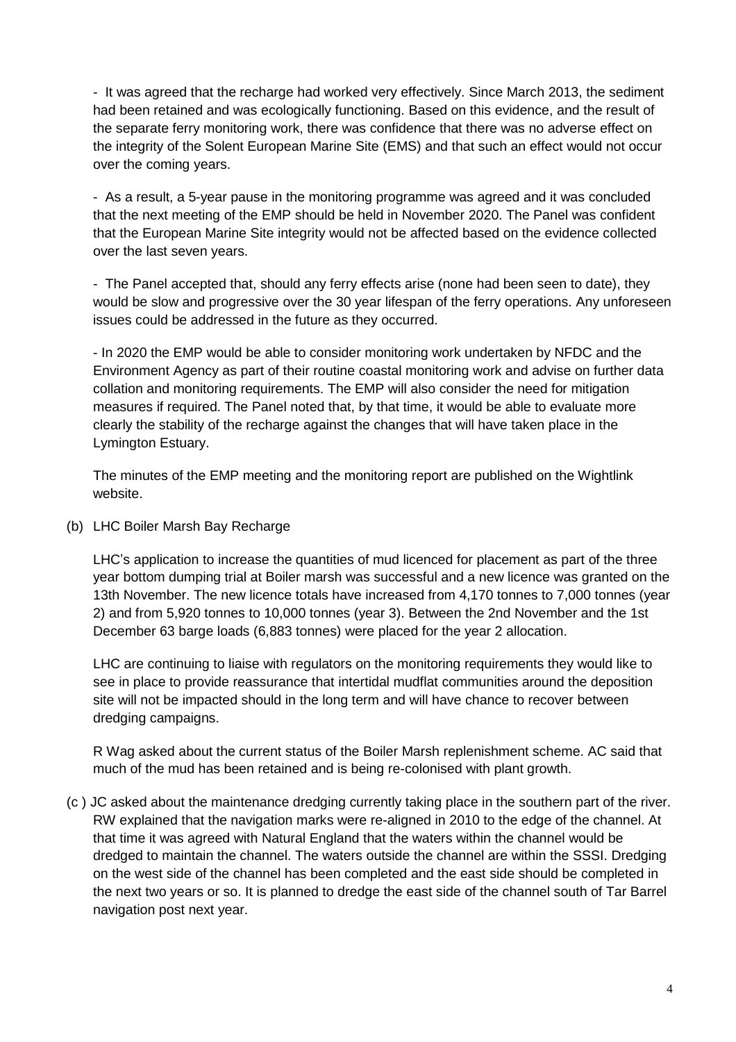- It was agreed that the recharge had worked very effectively. Since March 2013, the sediment had been retained and was ecologically functioning. Based on this evidence, and the result of the separate ferry monitoring work, there was confidence that there was no adverse effect on the integrity of the Solent European Marine Site (EMS) and that such an effect would not occur over the coming years.

- As a result, a 5-year pause in the monitoring programme was agreed and it was concluded that the next meeting of the EMP should be held in November 2020. The Panel was confident that the European Marine Site integrity would not be affected based on the evidence collected over the last seven years.

- The Panel accepted that, should any ferry effects arise (none had been seen to date), they would be slow and progressive over the 30 year lifespan of the ferry operations. Any unforeseen issues could be addressed in the future as they occurred.

- In 2020 the EMP would be able to consider monitoring work undertaken by NFDC and the Environment Agency as part of their routine coastal monitoring work and advise on further data collation and monitoring requirements. The EMP will also consider the need for mitigation measures if required. The Panel noted that, by that time, it would be able to evaluate more clearly the stability of the recharge against the changes that will have taken place in the Lymington Estuary.

The minutes of the EMP meeting and the monitoring report are published on the Wightlink website.

(b) LHC Boiler Marsh Bay Recharge

LHC's application to increase the quantities of mud licenced for placement as part of the three year bottom dumping trial at Boiler marsh was successful and a new licence was granted on the 13th November. The new licence totals have increased from 4,170 tonnes to 7,000 tonnes (year 2) and from 5,920 tonnes to 10,000 tonnes (year 3). Between the 2nd November and the 1st December 63 barge loads (6,883 tonnes) were placed for the year 2 allocation.

LHC are continuing to liaise with regulators on the monitoring requirements they would like to see in place to provide reassurance that intertidal mudflat communities around the deposition site will not be impacted should in the long term and will have chance to recover between dredging campaigns.

R Wag asked about the current status of the Boiler Marsh replenishment scheme. AC said that much of the mud has been retained and is being re-colonised with plant growth.

(c ) JC asked about the maintenance dredging currently taking place in the southern part of the river. RW explained that the navigation marks were re-aligned in 2010 to the edge of the channel. At that time it was agreed with Natural England that the waters within the channel would be dredged to maintain the channel. The waters outside the channel are within the SSSI. Dredging on the west side of the channel has been completed and the east side should be completed in the next two years or so. It is planned to dredge the east side of the channel south of Tar Barrel navigation post next year.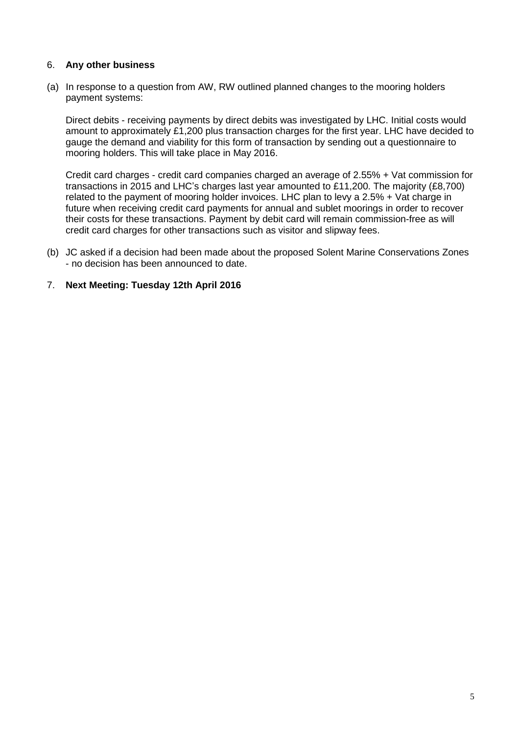## 6. **Any other business**

(a) In response to a question from AW, RW outlined planned changes to the mooring holders payment systems:

Direct debits - receiving payments by direct debits was investigated by LHC. Initial costs would amount to approximately £1,200 plus transaction charges for the first year. LHC have decided to gauge the demand and viability for this form of transaction by sending out a questionnaire to mooring holders. This will take place in May 2016.

Credit card charges - credit card companies charged an average of 2.55% + Vat commission for transactions in 2015 and LHC's charges last year amounted to £11,200. The majority (£8,700) related to the payment of mooring holder invoices. LHC plan to levy a 2.5% + Vat charge in future when receiving credit card payments for annual and sublet moorings in order to recover their costs for these transactions. Payment by debit card will remain commission-free as will credit card charges for other transactions such as visitor and slipway fees.

(b) JC asked if a decision had been made about the proposed Solent Marine Conservations Zones - no decision has been announced to date.

## 7. **Next Meeting: Tuesday 12th April 2016**